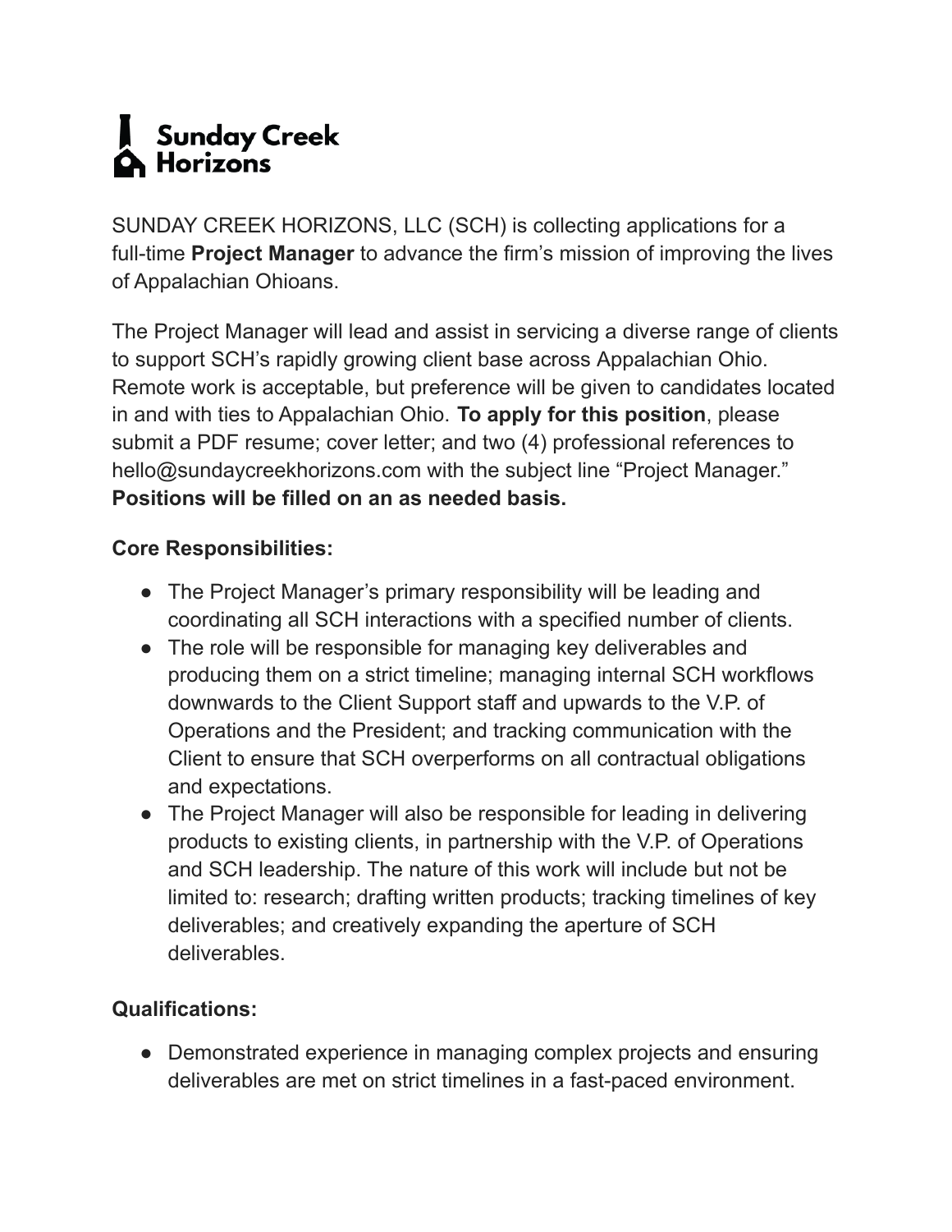# Sunday Creek Horizons

SUNDAY CREEK HORIZONS, LLC (SCH) is collecting applications for a full-time **Project Manager** to advance the firm's mission of improving the lives of Appalachian Ohioans.

The Project Manager will lead and assist in servicing a diverse range of clients to support SCH's rapidly growing client base across Appalachian Ohio. Remote work is acceptable, but preference will be given to candidates located in and with ties to Appalachian Ohio. **To apply for this position**, please submit a PDF resume; cover letter; and two (4) professional references to hello@sundaycreekhorizons.com with the subject line "Project Manager." **Positions will be filled on an as needed basis.**

**Core Responsibilities:**

- The Project Manager's primary responsibility will be leading and coordinating all SCH interactions with a specified number of clients.
- The role will be responsible for managing key deliverables and producing them on a strict timeline; managing internal SCH workflows downwards to the Client Support staff and upwards to the V.P. of Operations and the President; and tracking communication with the Client to ensure that SCH overperforms on all contractual obligations and expectations.
- The Project Manager will also be responsible for leading in delivering products to existing clients, in partnership with the V.P. of Operations and SCH leadership. The nature of this work will include but not be limited to: research; drafting written products; tracking timelines of key deliverables; and creatively expanding the aperture of SCH deliverables.

**Qualifications:**

- Demonstrated experience in managing complex projects and ensuring deliverables are met on strict timelines in a fast-paced environment.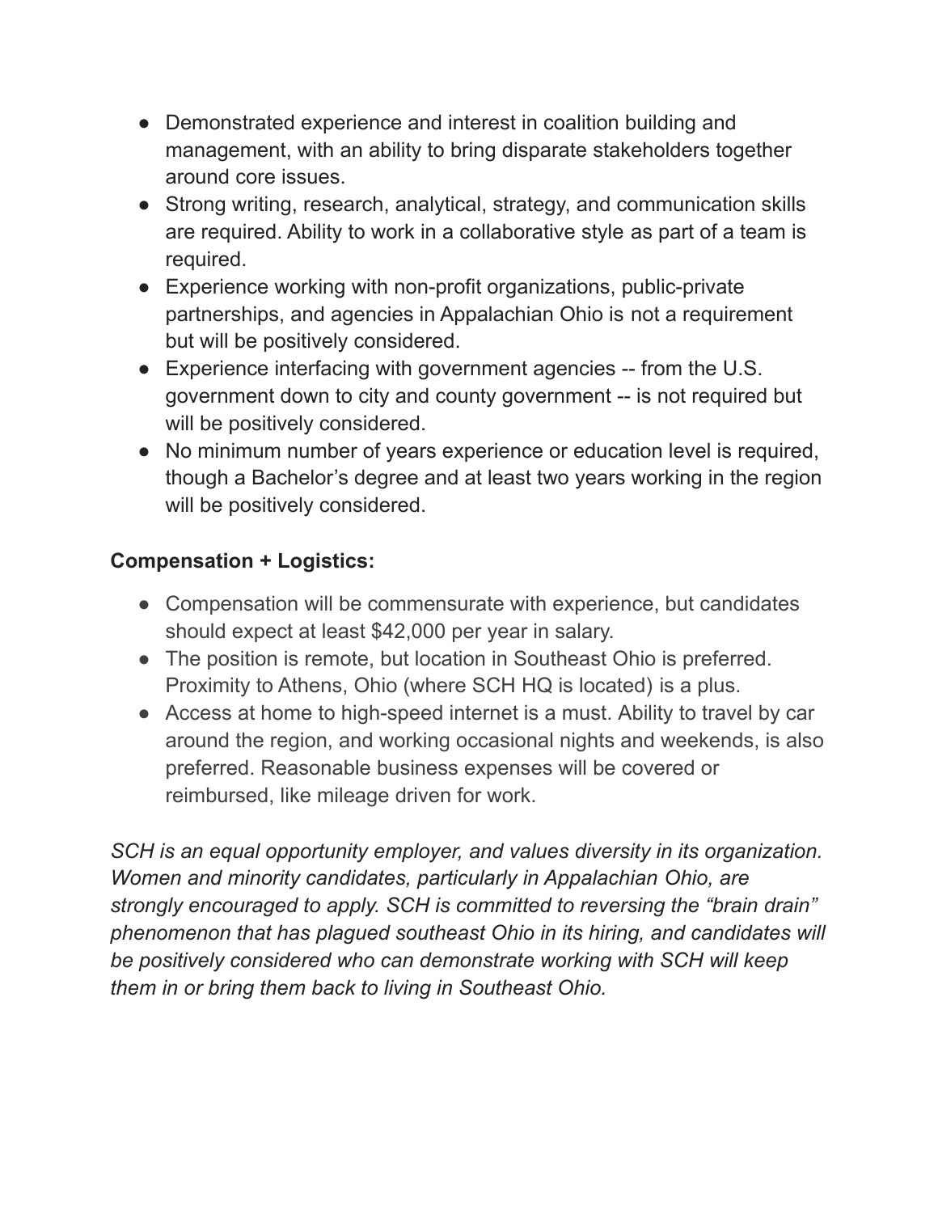- Demonstrated experience and interest in coalition building and management, with an ability to bring disparate stakeholders together around core issues.
- Strong writing, research, analytical, strategy, and communication skills are required. Ability to work in a collaborative style as part of a team is required.
- Experience working with non-profit organizations, public-private partnerships, and agencies in Appalachian Ohio is not a requirement but will be positively considered.
- Experience interfacing with government agencies -- from the U.S. government down to city and county government -- is not required but will be positively considered.
- No minimum number of years experience or education level is required, though a Bachelor's degree and at least two years working in the region will be positively considered.

**Compensation + Logistics:**

- Compensation will be commensurate with experience, but candidates should expect at least $42,000 per year in salary.
- The position is remote, but location in Southeast Ohio is preferred. Proximity to Athens, Ohio (where SCH HQ is located) is a plus.
- Access at home to high-speed internet is a must. Ability to travel by car around the region, and working occasional nights and weekends, is also preferred. Reasonable business expenses will be covered or reimbursed, like mileage driven for work.

*SCH is an equal opportunity employer, and values diversity in its organization. Women and minority candidates, particularly in Appalachian Ohio, are strongly encouraged to apply. SCH is committed to reversing the "brain drain" phenomenon that has plagued southeast Ohio in its hiring, and candidates will be positively considered who can demonstrate working with SCH will keep them in or bring them back to living in Southeast Ohio.*